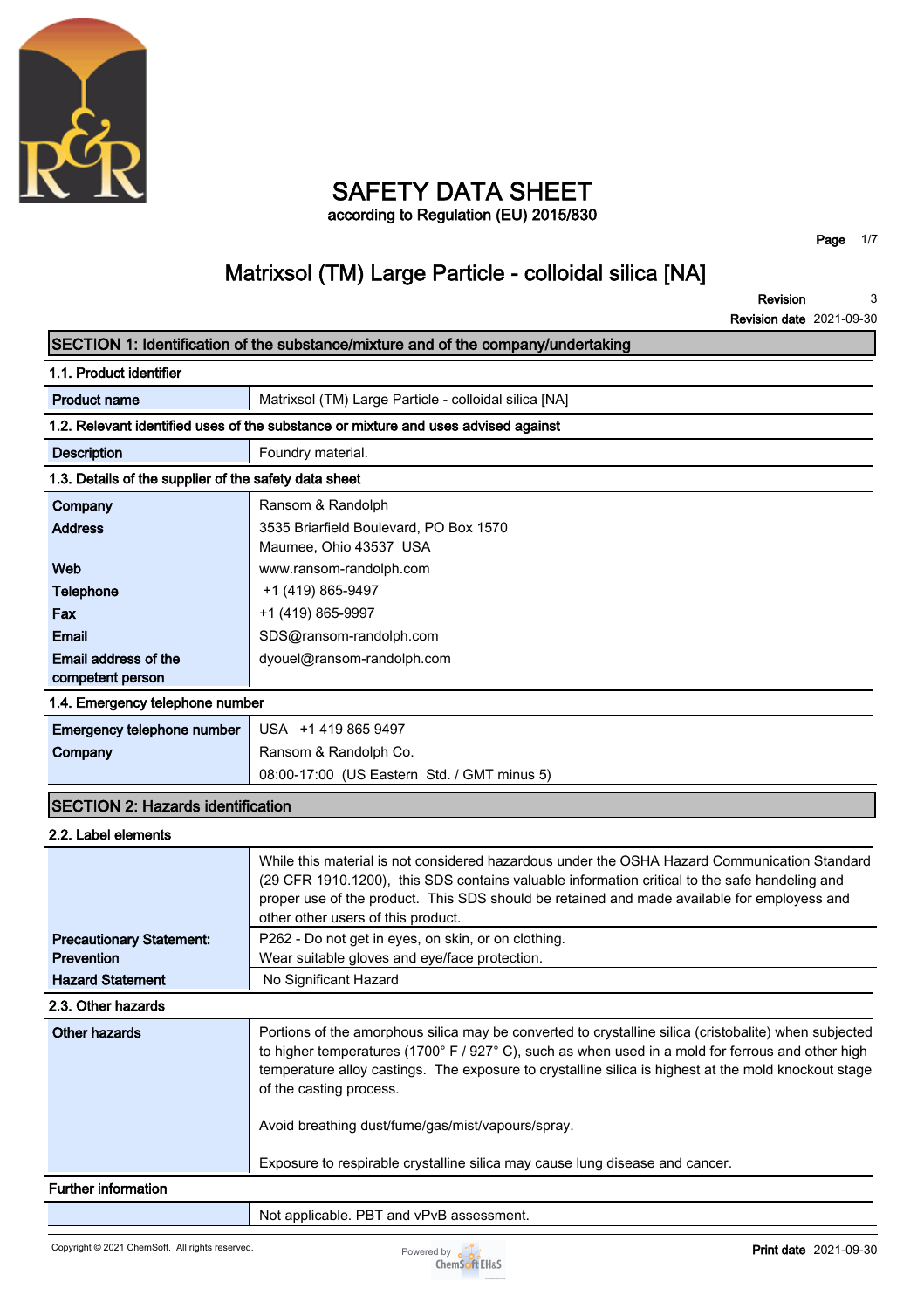# SAFETY DATA SHEET

according to Regulation (EU) 2015/830

## Matrixsol (TM) Large Particle - colloidal silica [NA]

**Revision** 3

**Revision date** 2021-09-30

## SECTION 1: Identification of the substance/mixture and of the company/undertaking

### 1.1. Product identifier

| | |
|---|---|
| **Product name** | Matrixsol (TM) Large Particle - colloidal silica [NA] |

### 1.2. Relevant identified uses of the substance or mixture and uses advised against

| | |
|---|---|
| **Description** | Foundry material. |

### 1.3. Details of the supplier of the safety data sheet

| | |
|---|---|
| **Company** | Ransom & Randolph |
| **Address** | 3535 Briarfield Boulevard, PO Box 1570<br>Maumee, Ohio 43537 USA |
| **Web** | www.ransom-randolph.com |
| **Telephone** | +1 (419) 865-9497 |
| **Fax** | +1 (419) 865-9997 |
| **Email** | SDS@ransom-randolph.com |
| **Email address of the competent person** | dyouel@ransom-randolph.com |

### 1.4. Emergency telephone number

| | |
|---|---|
| **Emergency telephone number** | USA +1 419 865 9497 |
| **Company** | Ransom & Randolph Co.<br>08:00-17:00 (US Eastern Std. / GMT minus 5) |

## SECTION 2: Hazards identification

### 2.2. Label elements

| | |
|---|---|
| | While this material is not considered hazardous under the OSHA Hazard Communication Standard (29 CFR 1910.1200), this SDS contains valuable information critical to the safe handeling and proper use of the product. This SDS should be retained and made available for employess and other other users of this product. |
| **Precautionary Statement: Prevention** | P262 - Do not get in eyes, on skin, or on clothing.<br>Wear suitable gloves and eye/face protection. |
| **Hazard Statement** | No Significant Hazard |

### 2.3. Other hazards

| | |
|---|---|
| **Other hazards** | Portions of the amorphous silica may be converted to crystalline silica (cristobalite) when subjected to higher temperatures (1700° F / 927° C), such as when used in a mold for ferrous and other high temperature alloy castings. The exposure to crystalline silica is highest at the mold knockout stage of the casting process.<br><br>Avoid breathing dust/fume/gas/mist/vapours/spray.<br><br>Exposure to respirable crystalline silica may cause lung disease and cancer. |

### Further information

| | |
|---|---|
| | Not applicable. PBT and vPvB assessment. |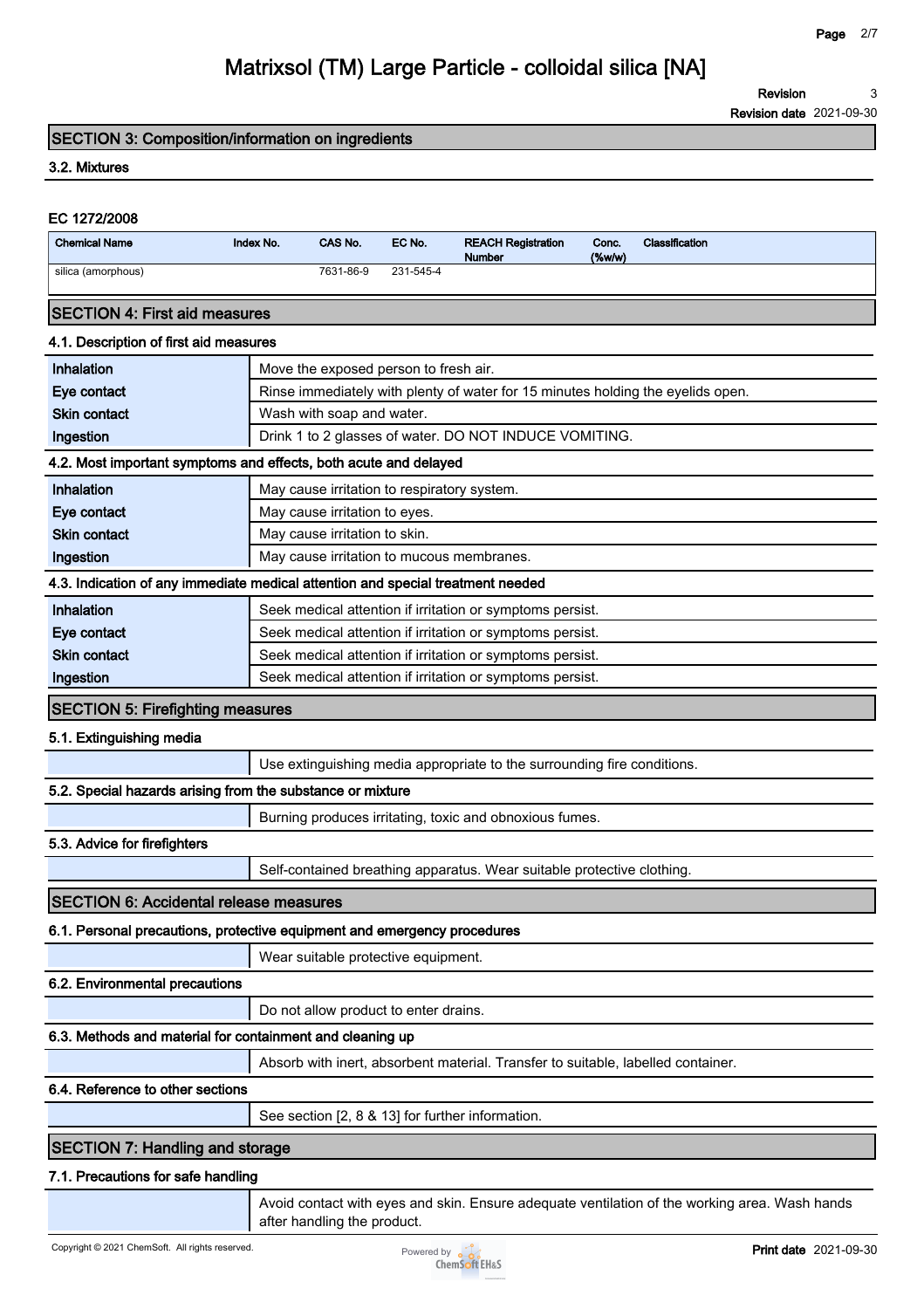## SECTION 3: Composition/information on ingredients

### 3.2. Mixtures

**EC 1272/2008**

| Chemical Name | Index No. | CAS No. | EC No. | REACH Registration Number | Conc. (%w/w) | Classification |
|---|---|---|---|---|---|---|
| silica (amorphous) | | 7631-86-9 | 231-545-4 | | | |

## SECTION 4: First aid measures

### 4.1. Description of first aid measures

| | |
|---|---|
| **Inhalation** | Move the exposed person to fresh air. |
| **Eye contact** | Rinse immediately with plenty of water for 15 minutes holding the eyelids open. |
| **Skin contact** | Wash with soap and water. |
| **Ingestion** | Drink 1 to 2 glasses of water. DO NOT INDUCE VOMITING. |

### 4.2. Most important symptoms and effects, both acute and delayed

| | |
|---|---|
| **Inhalation** | May cause irritation to respiratory system. |
| **Eye contact** | May cause irritation to eyes. |
| **Skin contact** | May cause irritation to skin. |
| **Ingestion** | May cause irritation to mucous membranes. |

### 4.3. Indication of any immediate medical attention and special treatment needed

| | |
|---|---|
| **Inhalation** | Seek medical attention if irritation or symptoms persist. |
| **Eye contact** | Seek medical attention if irritation or symptoms persist. |
| **Skin contact** | Seek medical attention if irritation or symptoms persist. |
| **Ingestion** | Seek medical attention if irritation or symptoms persist. |

## SECTION 5: Firefighting measures

### 5.1. Extinguishing media

Use extinguishing media appropriate to the surrounding fire conditions.

### 5.2. Special hazards arising from the substance or mixture

Burning produces irritating, toxic and obnoxious fumes.

### 5.3. Advice for firefighters

Self-contained breathing apparatus. Wear suitable protective clothing.

## SECTION 6: Accidental release measures

### 6.1. Personal precautions, protective equipment and emergency procedures

Wear suitable protective equipment.

### 6.2. Environmental precautions

Do not allow product to enter drains.

### 6.3. Methods and material for containment and cleaning up

Absorb with inert, absorbent material. Transfer to suitable, labelled container.

### 6.4. Reference to other sections

See section [2, 8 & 13] for further information.

## SECTION 7: Handling and storage

### 7.1. Precautions for safe handling

Avoid contact with eyes and skin. Ensure adequate ventilation of the working area. Wash hands after handling the product.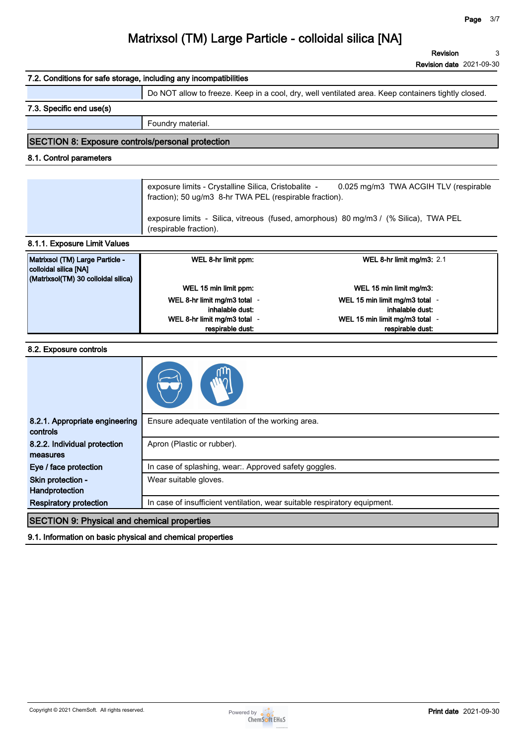# Matrixsol (TM) Large Particle - colloidal silica [NA]

**Revision** 3
**Revision date** 2021-09-30

### 7.2. Conditions for safe storage, including any incompatibilities

| | |
|---|---|
| | Do NOT allow to freeze. Keep in a cool, dry, well ventilated area. Keep containers tightly closed. |

### 7.3. Specific end use(s)

| | |
|---|---|
| | Foundry material. |

## SECTION 8: Exposure controls/personal protection

### 8.1. Control parameters

| | |
|---|---|
| | exposure limits - Crystalline Silica, Cristobalite - 0.025 mg/m3 TWA ACGIH TLV (respirable fraction); 50 ug/m3 8-hr TWA PEL (respirable fraction).<br><br>exposure limits - Silica, vitreous (fused, amorphous) 80 mg/m3 / (% Silica), TWA PEL (respirable fraction). |

### 8.1.1. Exposure Limit Values

| Matrixsol (TM) Large Particle - colloidal silica [NA] (Matrixsol(TM) 30 colloidal silica) | | |
|---|---|---|
| | **WEL 8-hr limit ppm:** | **WEL 8-hr limit mg/m3:** 2.1 |
| | **WEL 15 min limit ppm:** | **WEL 15 min limit mg/m3:** |
| | **WEL 8-hr limit mg/m3 total - inhalable dust:** | **WEL 15 min limit mg/m3 total - inhalable dust:** |
| | **WEL 8-hr limit mg/m3 total - respirable dust:** | **WEL 15 min limit mg/m3 total - respirable dust:** |

### 8.2. Exposure controls

| | |
|---|---|
| **8.2.1. Appropriate engineering controls** | Ensure adequate ventilation of the working area. |
| **8.2.2. Individual protection measures** | Apron (Plastic or rubber). |
| **Eye / face protection** | In case of splashing, wear:. Approved safety goggles. |
| **Skin protection - Handprotection** | Wear suitable gloves. |
| **Respiratory protection** | In case of insufficient ventilation, wear suitable respiratory equipment. |

## SECTION 9: Physical and chemical properties

### 9.1. Information on basic physical and chemical properties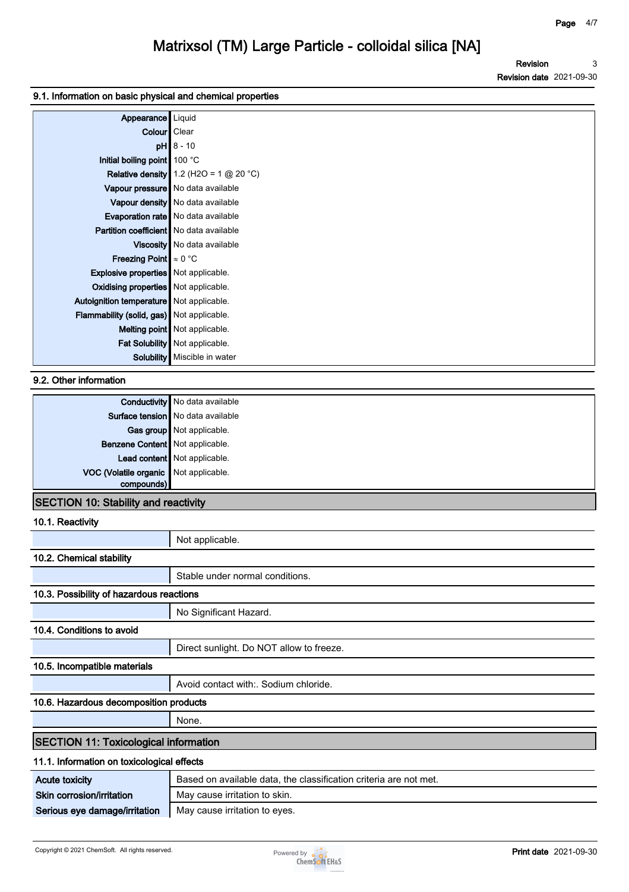### 9.1. Information on basic physical and chemical properties

| | |
|---|---|
| **Appearance** | Liquid |
| **Colour** | Clear |
| **pH** | 8 - 10 |
| **Initial boiling point** | 100 °C |
| **Relative density** | 1.2 ($H_2O$ = 1 @ 20 °C) |
| **Vapour pressure** | No data available |
| **Vapour density** | No data available |
| **Evaporation rate** | No data available |
| **Partition coefficient** | No data available |
| **Viscosity** | No data available |
| **Freezing Point** | ≈ 0 °C |
| **Explosive properties** | Not applicable. |
| **Oxidising properties** | Not applicable. |
| **Autoignition temperature** | Not applicable. |
| **Flammability (solid, gas)** | Not applicable. |
| **Melting point** | Not applicable. |
| **Fat Solubility** | Not applicable. |
| **Solubility** | Miscible in water |

### 9.2. Other information

| | |
|---|---|
| **Conductivity** | No data available |
| **Surface tension** | No data available |
| **Gas group** | Not applicable. |
| **Benzene Content** | Not applicable. |
| **Lead content** | Not applicable. |
| **VOC (Volatile organic compounds)** | Not applicable. |

## SECTION 10: Stability and reactivity

### 10.1. Reactivity

Not applicable.

### 10.2. Chemical stability

Stable under normal conditions.

### 10.3. Possibility of hazardous reactions

No Significant Hazard.

### 10.4. Conditions to avoid

Direct sunlight. Do NOT allow to freeze.

### 10.5. Incompatible materials

Avoid contact with:. Sodium chloride.

### 10.6. Hazardous decomposition products

None.

## SECTION 11: Toxicological information

### 11.1. Information on toxicological effects

| | |
|---|---|
| **Acute toxicity** | Based on available data, the classification criteria are not met. |
| **Skin corrosion/irritation** | May cause irritation to skin. |
| **Serious eye damage/irritation** | May cause irritation to eyes. |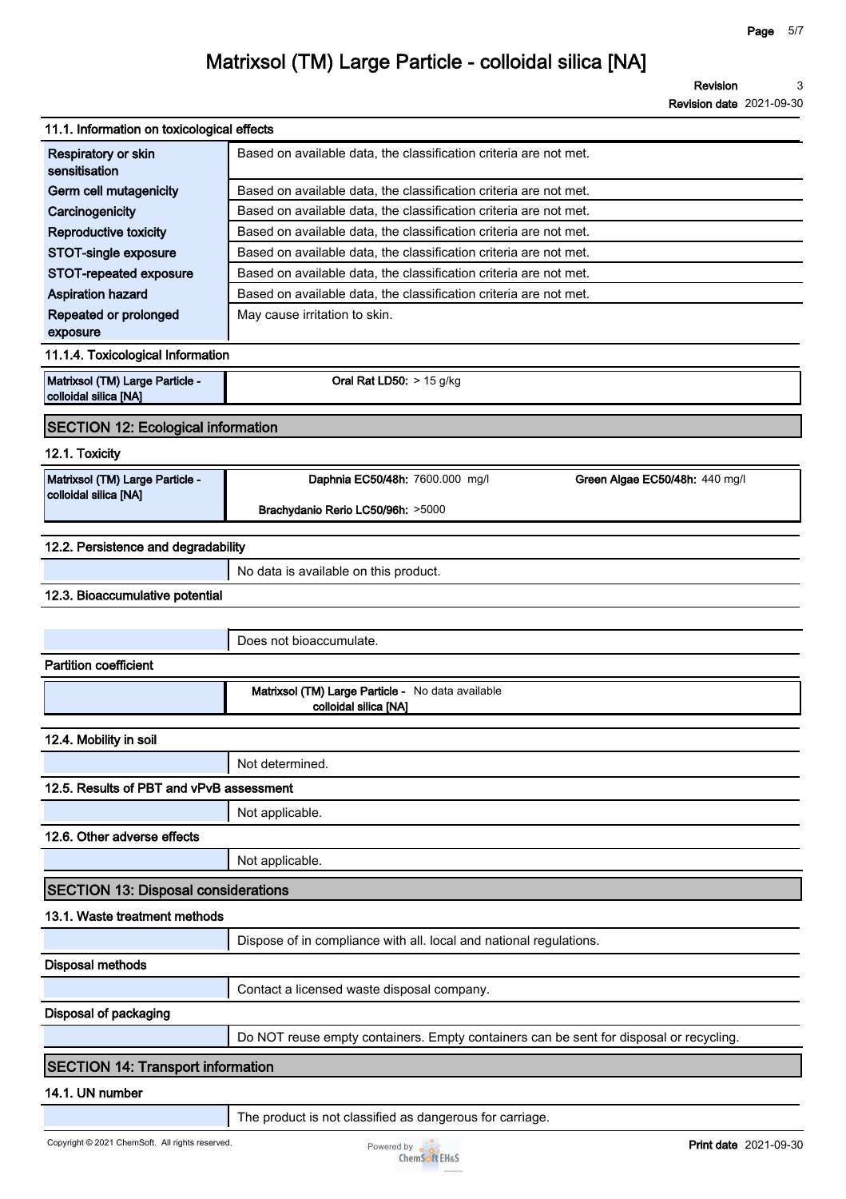### 11.1. Information on toxicological effects

| | |
|---|---|
| Respiratory or skin sensitisation | Based on available data, the classification criteria are not met. |
| Germ cell mutagenicity | Based on available data, the classification criteria are not met. |
| Carcinogenicity | Based on available data, the classification criteria are not met. |
| Reproductive toxicity | Based on available data, the classification criteria are not met. |
| STOT-single exposure | Based on available data, the classification criteria are not met. |
| STOT-repeated exposure | Based on available data, the classification criteria are not met. |
| Aspiration hazard | Based on available data, the classification criteria are not met. |
| Repeated or prolonged exposure | May cause irritation to skin. |

### 11.1.4. Toxicological Information

| | |
|---|---|
| Matrixsol (TM) Large Particle - colloidal silica [NA] | **Oral Rat LD50:** > 15 g/kg |

## SECTION 12: Ecological information

### 12.1. Toxicity

| | | |
|---|---|---|
| Matrixsol (TM) Large Particle - colloidal silica [NA] | **Daphnia EC50/48h:** 7600.000 mg/l | **Green Algae EC50/48h:** 440 mg/l |
| | **Brachydanio Rerio LC50/96h:** >5000 | |

### 12.2. Persistence and degradability

No data is available on this product.

### 12.3. Bioaccumulative potential

Does not bioaccumulate.

**Partition coefficient**

| | |
|---|---|
| | **Matrixsol (TM) Large Particle - colloidal silica [NA]** No data available |

### 12.4. Mobility in soil

Not determined.

### 12.5. Results of PBT and vPvB assessment

Not applicable.

### 12.6. Other adverse effects

Not applicable.

## SECTION 13: Disposal considerations

### 13.1. Waste treatment methods

Dispose of in compliance with all. local and national regulations.

**Disposal methods**

Contact a licensed waste disposal company.

**Disposal of packaging**

Do NOT reuse empty containers. Empty containers can be sent for disposal or recycling.

## SECTION 14: Transport information

### 14.1. UN number

The product is not classified as dangerous for carriage.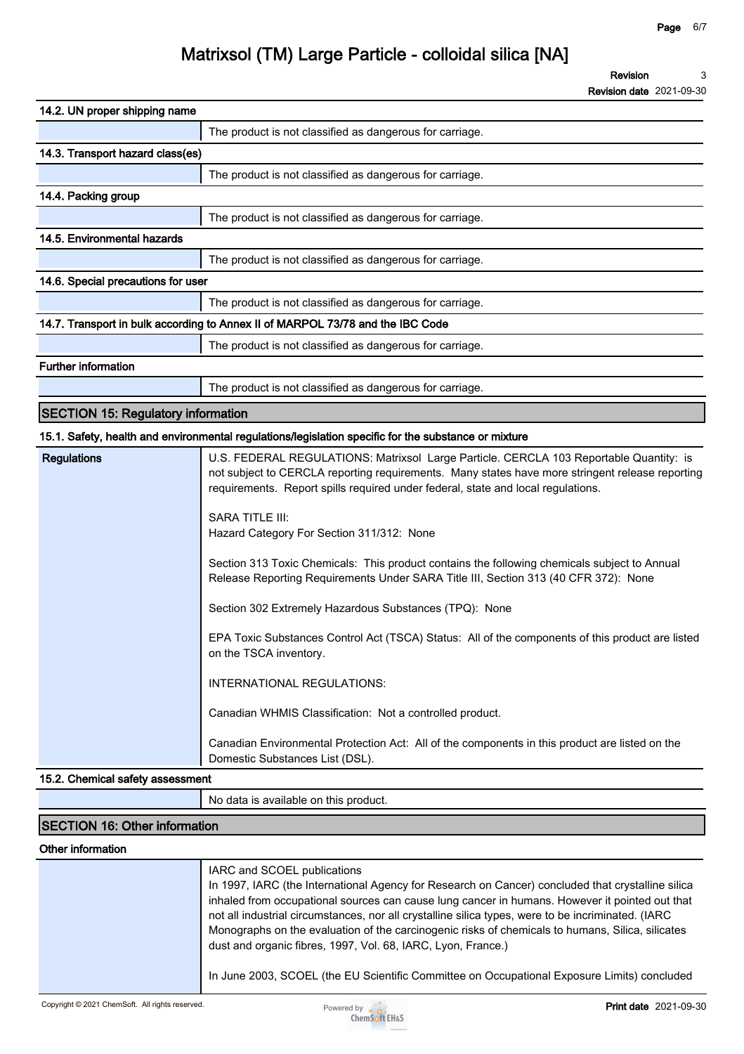### 14.2. UN proper shipping name

The product is not classified as dangerous for carriage.

### 14.3. Transport hazard class(es)

The product is not classified as dangerous for carriage.

### 14.4. Packing group

The product is not classified as dangerous for carriage.

### 14.5. Environmental hazards

The product is not classified as dangerous for carriage.

### 14.6. Special precautions for user

The product is not classified as dangerous for carriage.

### 14.7. Transport in bulk according to Annex II of MARPOL 73/78 and the IBC Code

The product is not classified as dangerous for carriage.

### Further information

The product is not classified as dangerous for carriage.

## SECTION 15: Regulatory information

### 15.1. Safety, health and environmental regulations/legislation specific for the substance or mixture

**Regulations**

U.S. FEDERAL REGULATIONS: Matrixsol Large Particle. CERCLA 103 Reportable Quantity: is not subject to CERCLA reporting requirements. Many states have more stringent release reporting requirements. Report spills required under federal, state and local regulations.

SARA TITLE III:
Hazard Category For Section 311/312: None

Section 313 Toxic Chemicals: This product contains the following chemicals subject to Annual Release Reporting Requirements Under SARA Title III, Section 313 (40 CFR 372): None

Section 302 Extremely Hazardous Substances (TPQ): None

EPA Toxic Substances Control Act (TSCA) Status: All of the components of this product are listed on the TSCA inventory.

INTERNATIONAL REGULATIONS:

Canadian WHMIS Classification: Not a controlled product.

Canadian Environmental Protection Act: All of the components in this product are listed on the Domestic Substances List (DSL).

### 15.2. Chemical safety assessment

No data is available on this product.

## SECTION 16: Other information

### Other information

IARC and SCOEL publications
In 1997, IARC (the International Agency for Research on Cancer) concluded that crystalline silica inhaled from occupational sources can cause lung cancer in humans. However it pointed out that not all industrial circumstances, nor all crystalline silica types, were to be incriminated. (IARC Monographs on the evaluation of the carcinogenic risks of chemicals to humans, Silica, silicates dust and organic fibres, 1997, Vol. 68, IARC, Lyon, France.)

In June 2003, SCOEL (the EU Scientific Committee on Occupational Exposure Limits) concluded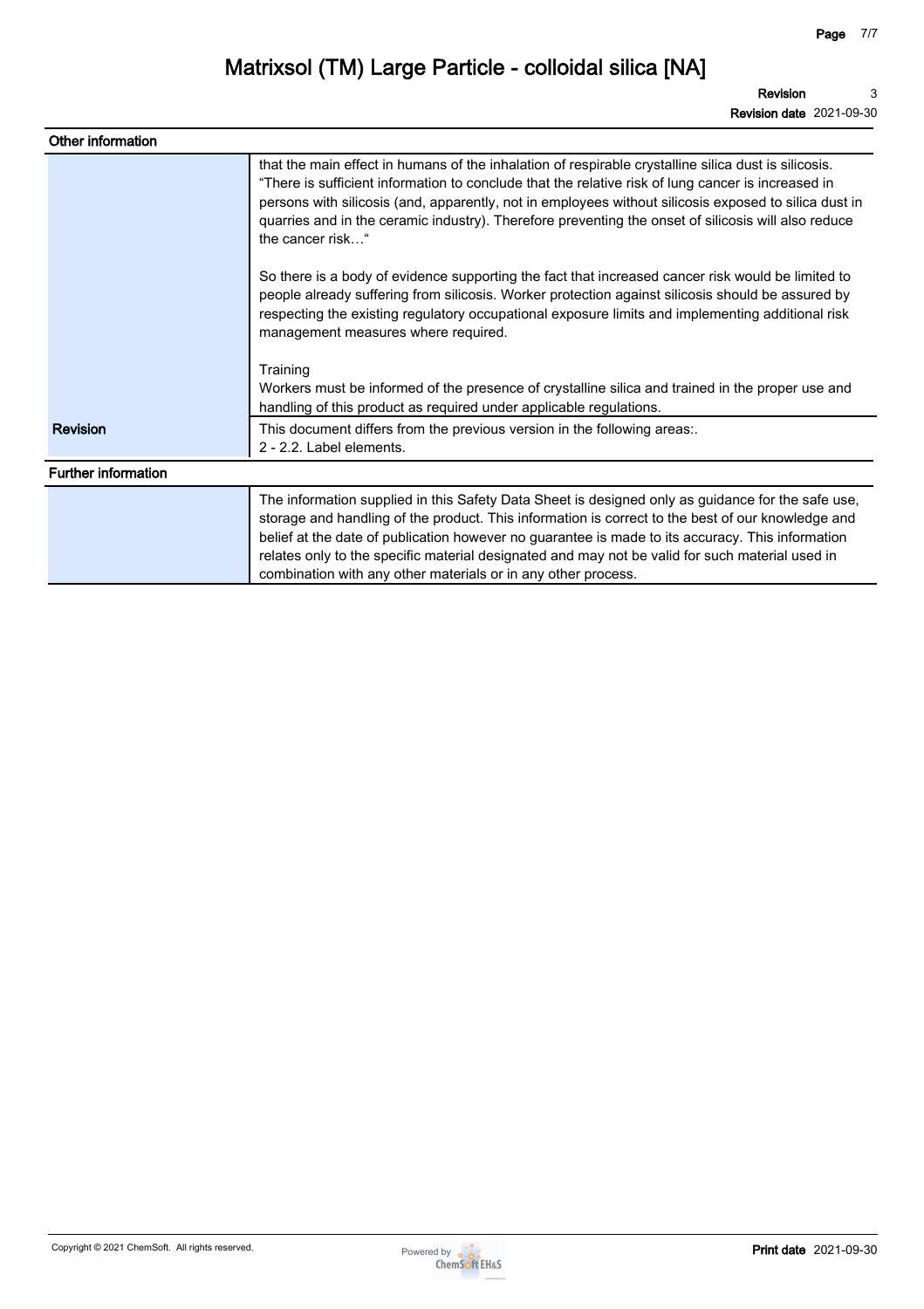## Other information

| | |
|---|---|
| | that the main effect in humans of the inhalation of respirable crystalline silica dust is silicosis. "There is sufficient information to conclude that the relative risk of lung cancer is increased in persons with silicosis (and, apparently, not in employees without silicosis exposed to silica dust in quarries and in the ceramic industry). Therefore preventing the onset of silicosis will also reduce the cancer risk…"<br><br>So there is a body of evidence supporting the fact that increased cancer risk would be limited to people already suffering from silicosis. Worker protection against silicosis should be assured by respecting the existing regulatory occupational exposure limits and implementing additional risk management measures where required.<br><br>Training<br>Workers must be informed of the presence of crystalline silica and trained in the proper use and handling of this product as required under applicable regulations. |
| **Revision** | This document differs from the previous version in the following areas:.<br>2 - 2.2. Label elements. |

## Further information

| | |
|---|---|
| | The information supplied in this Safety Data Sheet is designed only as guidance for the safe use, storage and handling of the product. This information is correct to the best of our knowledge and belief at the date of publication however no guarantee is made to its accuracy. This information relates only to the specific material designated and may not be valid for such material used in combination with any other materials or in any other process. |